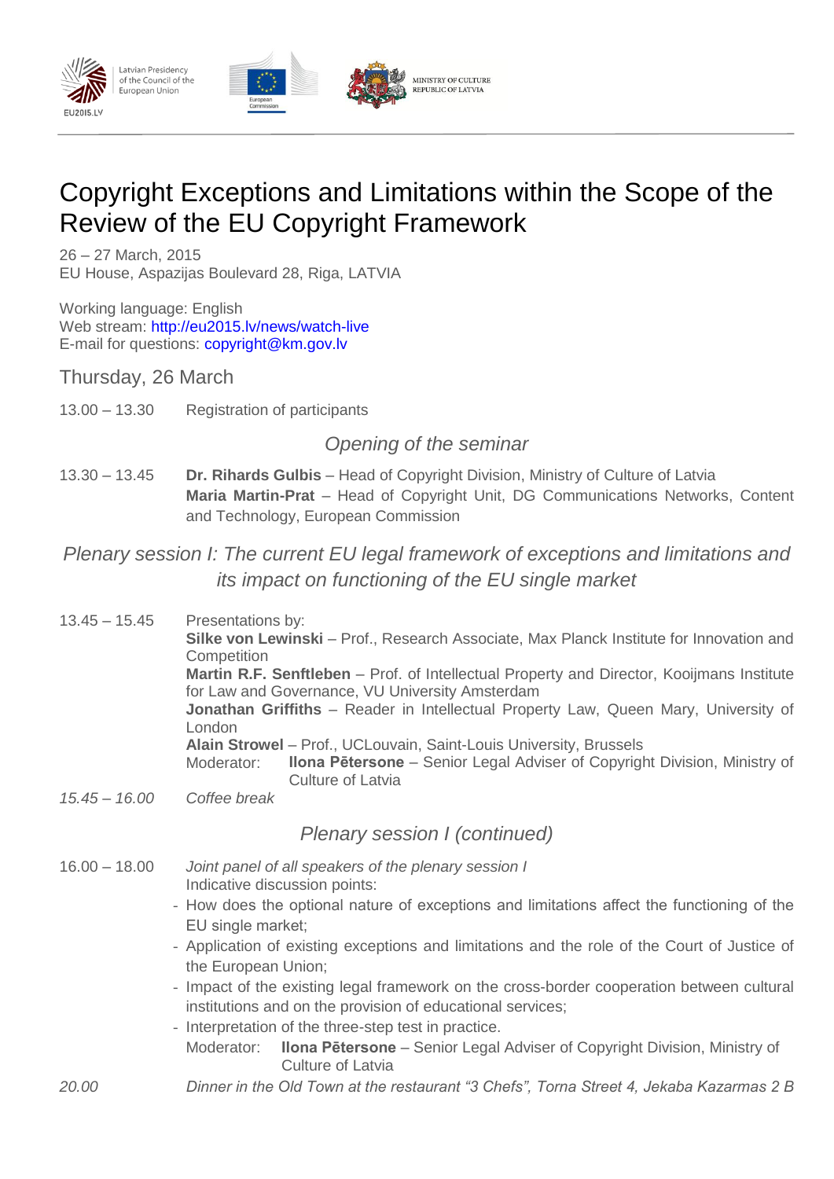# Copyright Exceptions and Limitations within the Scope of the Review of the EU Copyright Framework

26 – 27 March, 2015
EU House, Aspazijas Boulevard 28, Riga, LATVIA

Working language: English
Web stream: http://eu2015.lv/news/watch-live
E-mail for questions: copyright@km.gov.lv

## Thursday, 26 March

13.00 – 13.30 Registration of participants

### *Opening of the seminar*

13.30 – 13.45 **Dr. Rihards Gulbis** – Head of Copyright Division, Ministry of Culture of Latvia
**Maria Martin-Prat** – Head of Copyright Unit, DG Communications Networks, Content and Technology, European Commission

### *Plenary session I: The current EU legal framework of exceptions and limitations and its impact on functioning of the EU single market*

13.45 – 15.45 Presentations by:
**Silke von Lewinski** – Prof., Research Associate, Max Planck Institute for Innovation and Competition
**Martin R.F. Senftleben** – Prof. of Intellectual Property and Director, Kooijmans Institute for Law and Governance, VU University Amsterdam
**Jonathan Griffiths** – Reader in Intellectual Property Law, Queen Mary, University of London
**Alain Strowel** – Prof., UCLouvain, Saint-Louis University, Brussels
Moderator: **Ilona Pētersone** – Senior Legal Adviser of Copyright Division, Ministry of Culture of Latvia

*15.45 – 16.00 Coffee break*

### *Plenary session I (continued)*

16.00 – 18.00 *Joint panel of all speakers of the plenary session I*
Indicative discussion points:

- How does the optional nature of exceptions and limitations affect the functioning of the EU single market;
- Application of existing exceptions and limitations and the role of the Court of Justice of the European Union;
- Impact of the existing legal framework on the cross-border cooperation between cultural institutions and on the provision of educational services;
- Interpretation of the three-step test in practice.

Moderator: **Ilona Pētersone** – Senior Legal Adviser of Copyright Division, Ministry of Culture of Latvia

*20.00 Dinner in the Old Town at the restaurant "3 Chefs", Torna Street 4, Jekaba Kazarmas 2 B*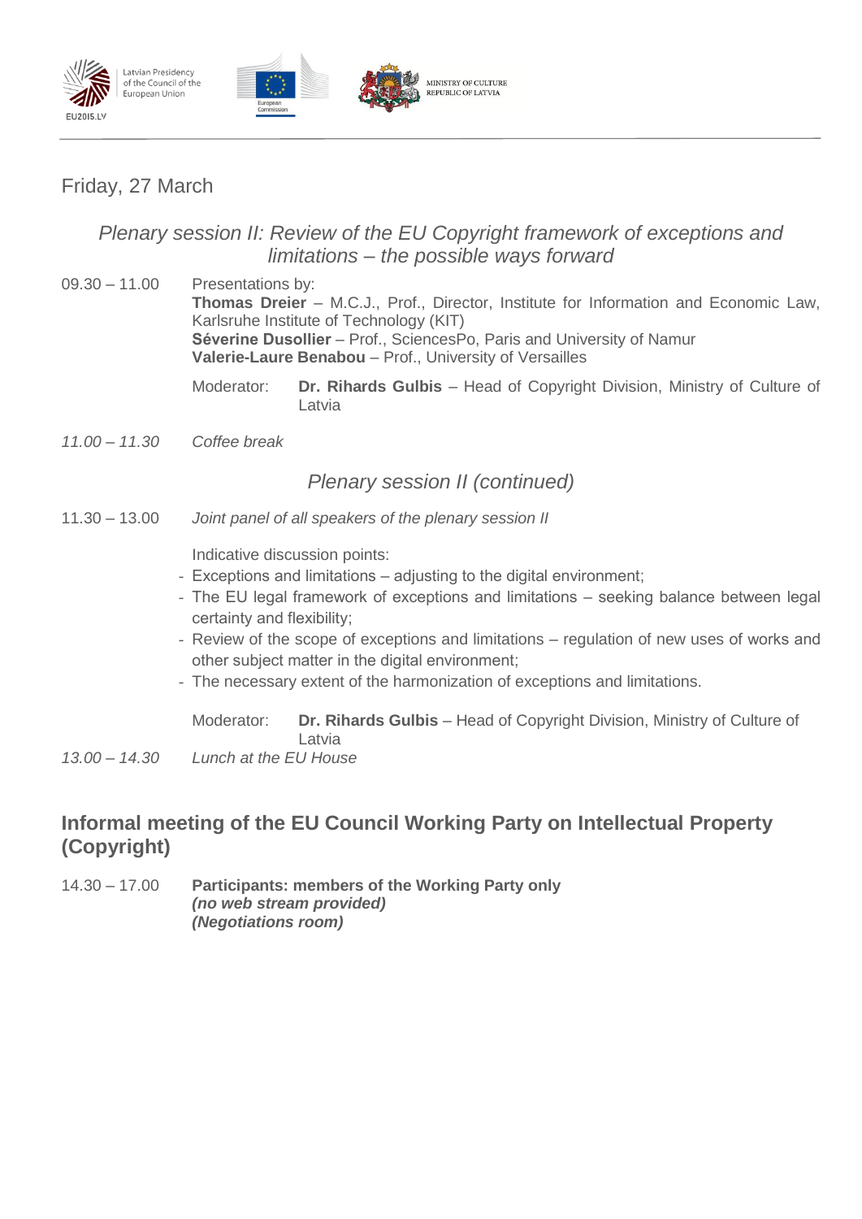## Friday, 27 March

*Plenary session II: Review of the EU Copyright framework of exceptions and limitations – the possible ways forward*

09.30 – 11.00 Presentations by:
**Thomas Dreier** – M.C.J., Prof., Director, Institute for Information and Economic Law, Karlsruhe Institute of Technology (KIT)
**Séverine Dusollier** – Prof., SciencesPo, Paris and University of Namur
**Valerie-Laure Benabou** – Prof., University of Versailles

Moderator: **Dr. Rihards Gulbis** – Head of Copyright Division, Ministry of Culture of Latvia

*11.00 – 11.30 Coffee break*

*Plenary session II (continued)*

11.30 – 13.00 *Joint panel of all speakers of the plenary session II*

Indicative discussion points:

- Exceptions and limitations – adjusting to the digital environment;
- The EU legal framework of exceptions and limitations – seeking balance between legal certainty and flexibility;
- Review of the scope of exceptions and limitations – regulation of new uses of works and other subject matter in the digital environment;
- The necessary extent of the harmonization of exceptions and limitations.

Moderator: **Dr. Rihards Gulbis** – Head of Copyright Division, Ministry of Culture of Latvia

*13.00 – 14.30 Lunch at the EU House*

## Informal meeting of the EU Council Working Party on Intellectual Property (Copyright)

14.30 – 17.00 **Participants: members of the Working Party only**
***(no web stream provided)***
***(Negotiations room)***